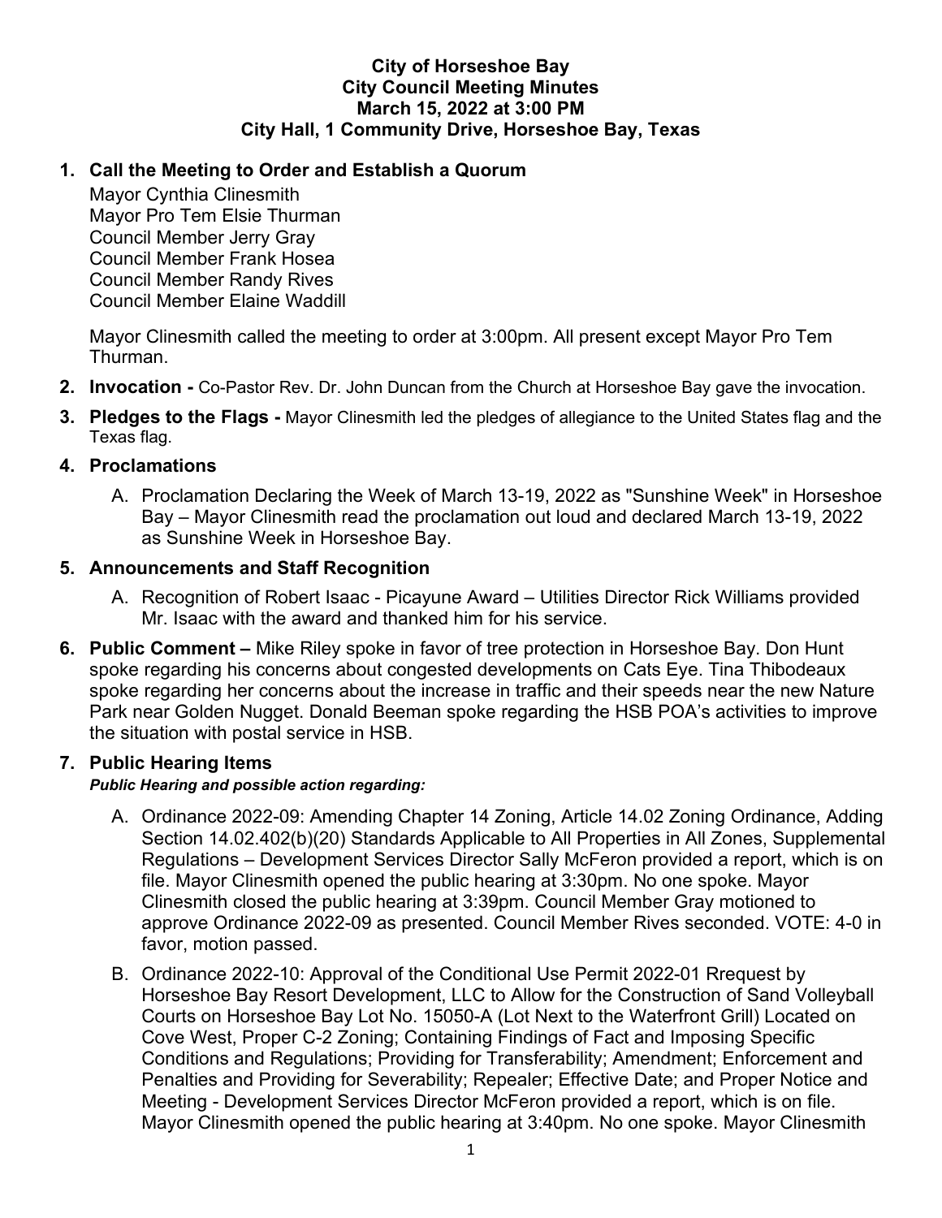# City of Horseshoe Bay
## City Council Meeting Minutes
### March 15, 2022 at 3:00 PM
### City Hall, 1 Community Drive, Horseshoe Bay, Texas

**1. Call the Meeting to Order and Establish a Quorum**

Mayor Cynthia Clinesmith
Mayor Pro Tem Elsie Thurman
Council Member Jerry Gray
Council Member Frank Hosea
Council Member Randy Rives
Council Member Elaine Waddill

Mayor Clinesmith called the meeting to order at 3:00pm. All present except Mayor Pro Tem Thurman.

**2. Invocation -** Co-Pastor Rev. Dr. John Duncan from the Church at Horseshoe Bay gave the invocation.

**3. Pledges to the Flags -** Mayor Clinesmith led the pledges of allegiance to the United States flag and the Texas flag.

**4. Proclamations**

A. Proclamation Declaring the Week of March 13-19, 2022 as "Sunshine Week" in Horseshoe Bay – Mayor Clinesmith read the proclamation out loud and declared March 13-19, 2022 as Sunshine Week in Horseshoe Bay.

**5. Announcements and Staff Recognition**

A. Recognition of Robert Isaac - Picayune Award – Utilities Director Rick Williams provided Mr. Isaac with the award and thanked him for his service.

**6. Public Comment –** Mike Riley spoke in favor of tree protection in Horseshoe Bay. Don Hunt spoke regarding his concerns about congested developments on Cats Eye. Tina Thibodeaux spoke regarding her concerns about the increase in traffic and their speeds near the new Nature Park near Golden Nugget. Donald Beeman spoke regarding the HSB POA's activities to improve the situation with postal service in HSB.

**7. Public Hearing Items**

***Public Hearing and possible action regarding:***

A. Ordinance 2022-09: Amending Chapter 14 Zoning, Article 14.02 Zoning Ordinance, Adding Section 14.02.402(b)(20) Standards Applicable to All Properties in All Zones, Supplemental Regulations – Development Services Director Sally McFeron provided a report, which is on file. Mayor Clinesmith opened the public hearing at 3:30pm. No one spoke. Mayor Clinesmith closed the public hearing at 3:39pm. Council Member Gray motioned to approve Ordinance 2022-09 as presented. Council Member Rives seconded. VOTE: 4-0 in favor, motion passed.

B. Ordinance 2022-10: Approval of the Conditional Use Permit 2022-01 Rrequest by Horseshoe Bay Resort Development, LLC to Allow for the Construction of Sand Volleyball Courts on Horseshoe Bay Lot No. 15050-A (Lot Next to the Waterfront Grill) Located on Cove West, Proper C-2 Zoning; Containing Findings of Fact and Imposing Specific Conditions and Regulations; Providing for Transferability; Amendment; Enforcement and Penalties and Providing for Severability; Repealer; Effective Date; and Proper Notice and Meeting - Development Services Director McFeron provided a report, which is on file. Mayor Clinesmith opened the public hearing at 3:40pm. No one spoke. Mayor Clinesmith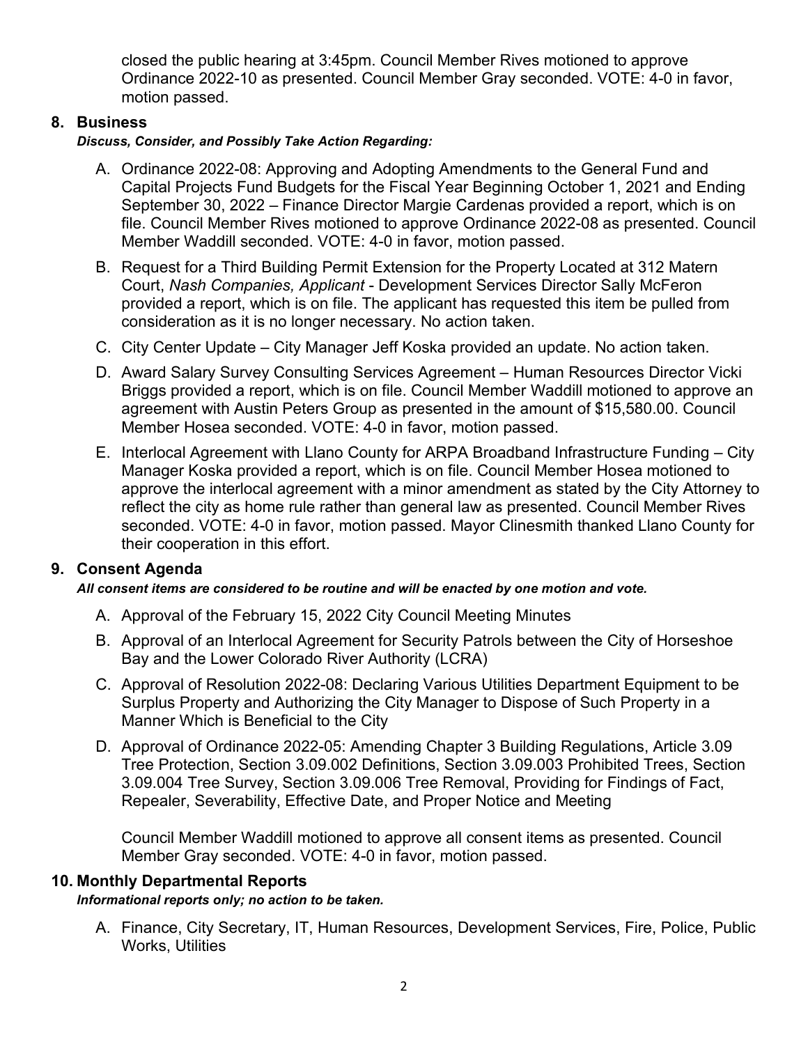closed the public hearing at 3:45pm. Council Member Rives motioned to approve Ordinance 2022-10 as presented. Council Member Gray seconded. VOTE: 4-0 in favor, motion passed.

## 8. Business

***Discuss, Consider, and Possibly Take Action Regarding:***

A. Ordinance 2022-08: Approving and Adopting Amendments to the General Fund and Capital Projects Fund Budgets for the Fiscal Year Beginning October 1, 2021 and Ending September 30, 2022 – Finance Director Margie Cardenas provided a report, which is on file. Council Member Rives motioned to approve Ordinance 2022-08 as presented. Council Member Waddill seconded. VOTE: 4-0 in favor, motion passed.

B. Request for a Third Building Permit Extension for the Property Located at 312 Matern Court, *Nash Companies, Applicant* - Development Services Director Sally McFeron provided a report, which is on file. The applicant has requested this item be pulled from consideration as it is no longer necessary. No action taken.

C. City Center Update – City Manager Jeff Koska provided an update. No action taken.

D. Award Salary Survey Consulting Services Agreement – Human Resources Director Vicki Briggs provided a report, which is on file. Council Member Waddill motioned to approve an agreement with Austin Peters Group as presented in the amount of $15,580.00. Council Member Hosea seconded. VOTE: 4-0 in favor, motion passed.

E. Interlocal Agreement with Llano County for ARPA Broadband Infrastructure Funding – City Manager Koska provided a report, which is on file. Council Member Hosea motioned to approve the interlocal agreement with a minor amendment as stated by the City Attorney to reflect the city as home rule rather than general law as presented. Council Member Rives seconded. VOTE: 4-0 in favor, motion passed. Mayor Clinesmith thanked Llano County for their cooperation in this effort.

## 9. Consent Agenda

***All consent items are considered to be routine and will be enacted by one motion and vote.***

A. Approval of the February 15, 2022 City Council Meeting Minutes

B. Approval of an Interlocal Agreement for Security Patrols between the City of Horseshoe Bay and the Lower Colorado River Authority (LCRA)

C. Approval of Resolution 2022-08: Declaring Various Utilities Department Equipment to be Surplus Property and Authorizing the City Manager to Dispose of Such Property in a Manner Which is Beneficial to the City

D. Approval of Ordinance 2022-05: Amending Chapter 3 Building Regulations, Article 3.09 Tree Protection, Section 3.09.002 Definitions, Section 3.09.003 Prohibited Trees, Section 3.09.004 Tree Survey, Section 3.09.006 Tree Removal, Providing for Findings of Fact, Repealer, Severability, Effective Date, and Proper Notice and Meeting

Council Member Waddill motioned to approve all consent items as presented. Council Member Gray seconded. VOTE: 4-0 in favor, motion passed.

## 10. Monthly Departmental Reports

***Informational reports only; no action to be taken.***

A. Finance, City Secretary, IT, Human Resources, Development Services, Fire, Police, Public Works, Utilities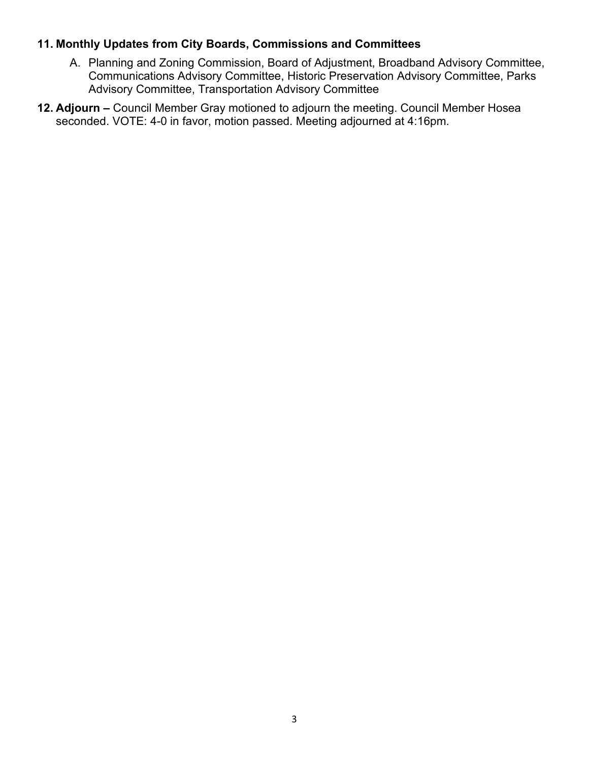**11. Monthly Updates from City Boards, Commissions and Committees**

A. Planning and Zoning Commission, Board of Adjustment, Broadband Advisory Committee, Communications Advisory Committee, Historic Preservation Advisory Committee, Parks Advisory Committee, Transportation Advisory Committee

**12. Adjourn –** Council Member Gray motioned to adjourn the meeting. Council Member Hosea seconded. VOTE: 4-0 in favor, motion passed. Meeting adjourned at 4:16pm.